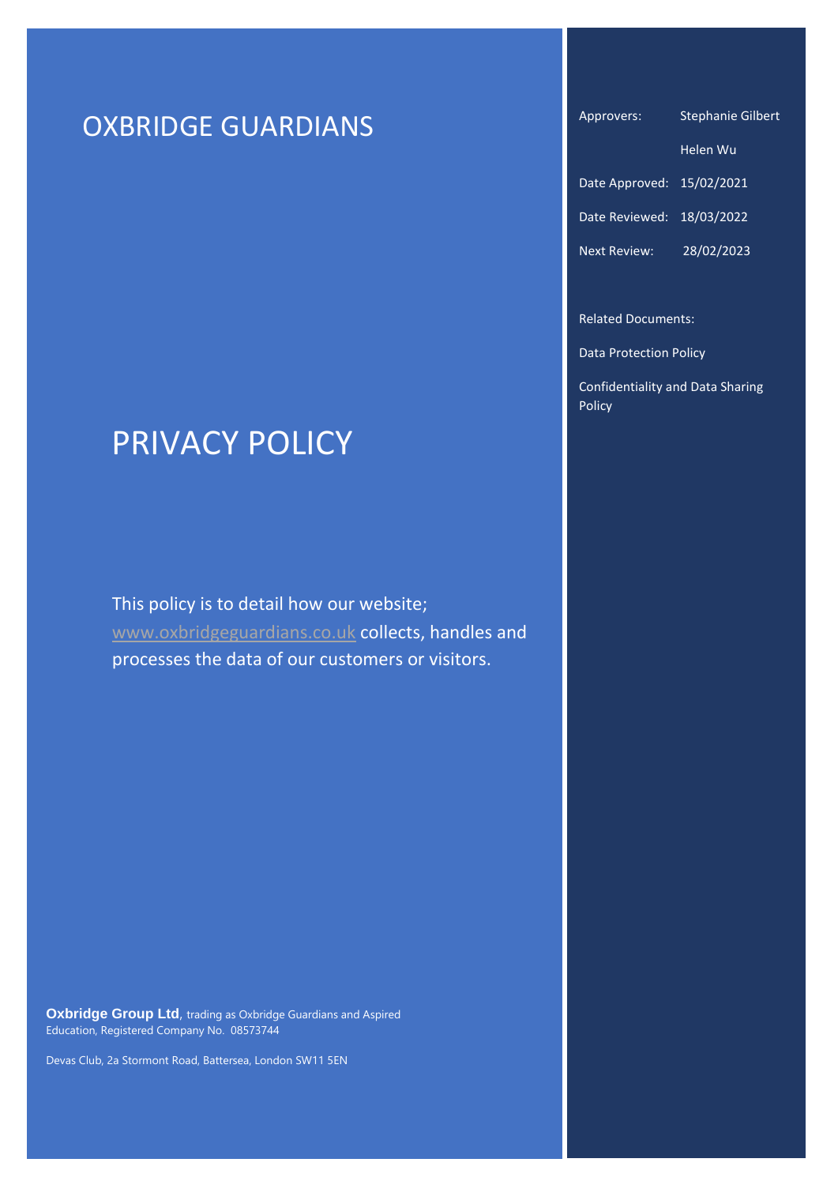# OXBRIDGE GUARDIANS

| | |
|---|---|
| Approvers: | Stephanie Gilbert |
| | Helen Wu |
| Date Approved: | 15/02/2021 |
| Date Reviewed: | 18/03/2022 |
| Next Review: | 28/02/2023 |

Related Documents:

Data Protection Policy

Confidentiality and Data Sharing Policy

# PRIVACY POLICY

This policy is to detail how our website; [www.oxbridgeguardians.co.uk](www.oxbridgeguardians.co.uk) collects, handles and processes the data of our customers or visitors.

**Oxbridge Group Ltd**, trading as Oxbridge Guardians and Aspired Education, Registered Company No. 08573744

Devas Club, 2a Stormont Road, Battersea, London SW11 5EN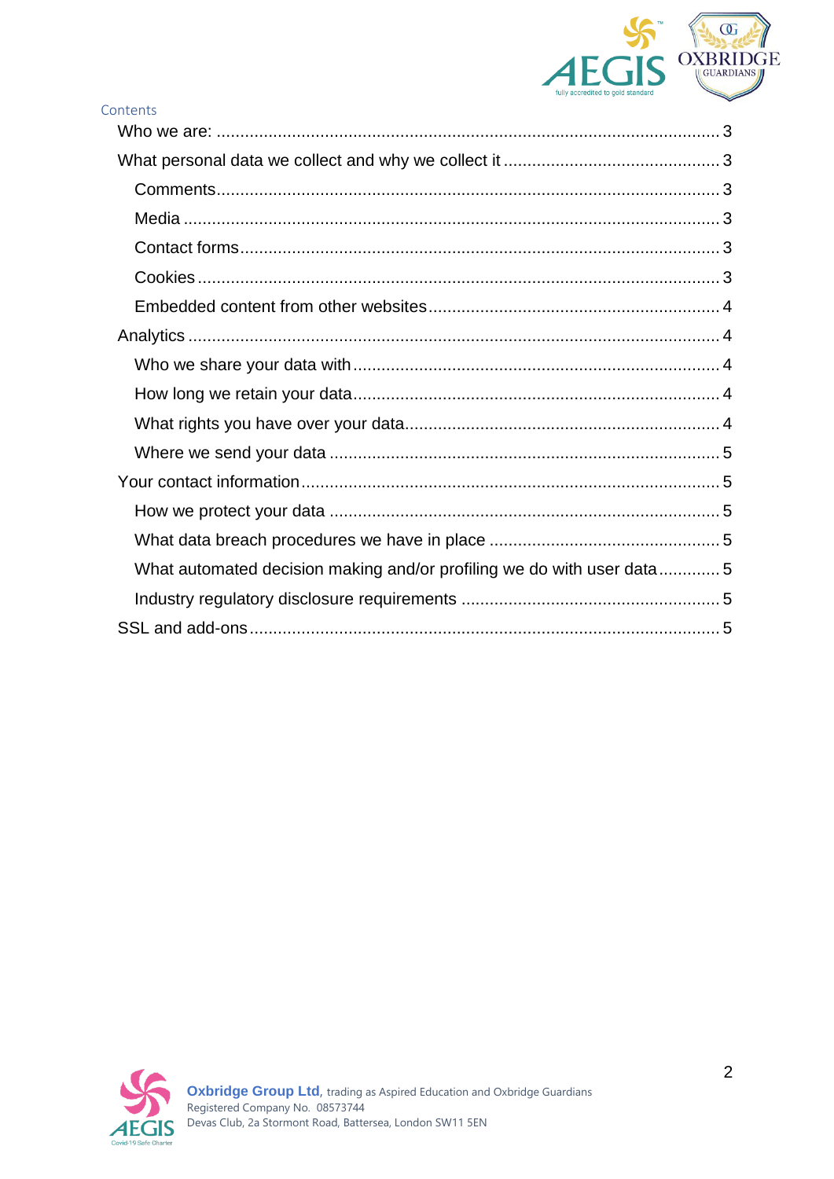Contents

- Who we are: ........................................ 3
- What personal data we collect and why we collect it ........................................ 3
  - Comments ........................................ 3
  - Media ........................................ 3
  - Contact forms ........................................ 3
  - Cookies ........................................ 3
  - Embedded content from other websites ........................................ 4
- Analytics ........................................ 4
  - Who we share your data with ........................................ 4
  - How long we retain your data ........................................ 4
  - What rights you have over your data ........................................ 4
  - Where we send your data ........................................ 5
- Your contact information ........................................ 5
  - How we protect your data ........................................ 5
  - What data breach procedures we have in place ........................................ 5
  - What automated decision making and/or profiling we do with user data ........................................ 5
  - Industry regulatory disclosure requirements ........................................ 5
- SSL and add-ons ........................................ 5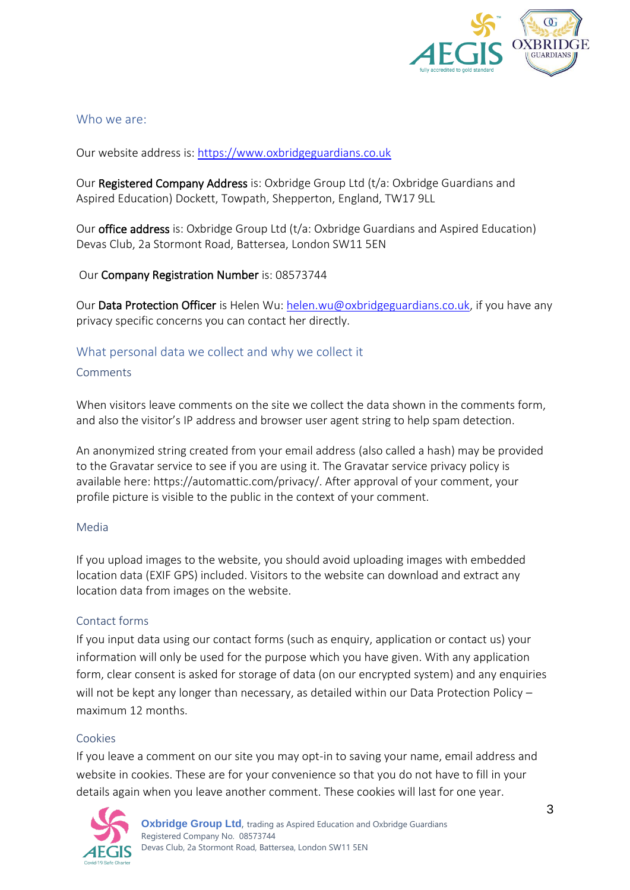## Who we are:

Our website address is: https://www.oxbridgeguardians.co.uk

Our **Registered Company Address** is: Oxbridge Group Ltd (t/a: Oxbridge Guardians and Aspired Education) Dockett, Towpath, Shepperton, England, TW17 9LL

Our **office address** is: Oxbridge Group Ltd (t/a: Oxbridge Guardians and Aspired Education) Devas Club, 2a Stormont Road, Battersea, London SW11 5EN

Our **Company Registration Number** is: 08573744

Our **Data Protection Officer** is Helen Wu: helen.wu@oxbridgeguardians.co.uk, if you have any privacy specific concerns you can contact her directly.

## What personal data we collect and why we collect it

### Comments

When visitors leave comments on the site we collect the data shown in the comments form, and also the visitor's IP address and browser user agent string to help spam detection.

An anonymized string created from your email address (also called a hash) may be provided to the Gravatar service to see if you are using it. The Gravatar service privacy policy is available here: https://automattic.com/privacy/. After approval of your comment, your profile picture is visible to the public in the context of your comment.

### Media

If you upload images to the website, you should avoid uploading images with embedded location data (EXIF GPS) included. Visitors to the website can download and extract any location data from images on the website.

### Contact forms

If you input data using our contact forms (such as enquiry, application or contact us) your information will only be used for the purpose which you have given. With any application form, clear consent is asked for storage of data (on our encrypted system) and any enquiries will not be kept any longer than necessary, as detailed within our Data Protection Policy – maximum 12 months.

### Cookies

If you leave a comment on our site you may opt-in to saving your name, email address and website in cookies. These are for your convenience so that you do not have to fill in your details again when you leave another comment. These cookies will last for one year.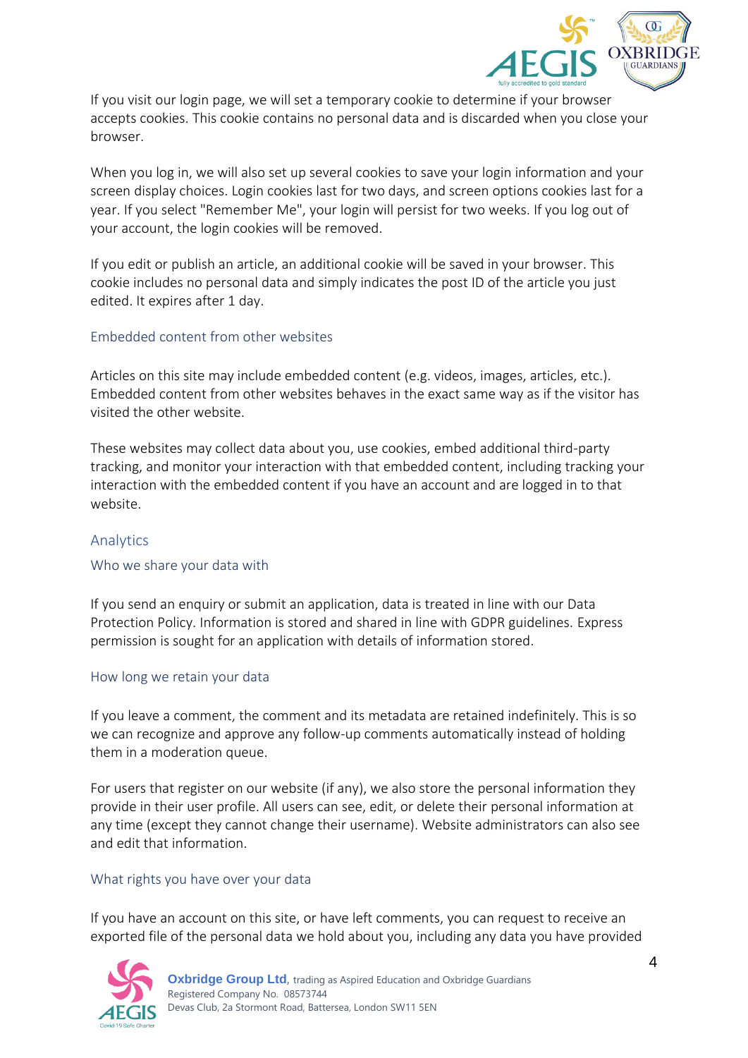If you visit our login page, we will set a temporary cookie to determine if your browser accepts cookies. This cookie contains no personal data and is discarded when you close your browser.

When you log in, we will also set up several cookies to save your login information and your screen display choices. Login cookies last for two days, and screen options cookies last for a year. If you select "Remember Me", your login will persist for two weeks. If you log out of your account, the login cookies will be removed.

If you edit or publish an article, an additional cookie will be saved in your browser. This cookie includes no personal data and simply indicates the post ID of the article you just edited. It expires after 1 day.

### Embedded content from other websites

Articles on this site may include embedded content (e.g. videos, images, articles, etc.). Embedded content from other websites behaves in the exact same way as if the visitor has visited the other website.

These websites may collect data about you, use cookies, embed additional third-party tracking, and monitor your interaction with that embedded content, including tracking your interaction with the embedded content if you have an account and are logged in to that website.

## Analytics

### Who we share your data with

If you send an enquiry or submit an application, data is treated in line with our Data Protection Policy. Information is stored and shared in line with GDPR guidelines. Express permission is sought for an application with details of information stored.

### How long we retain your data

If you leave a comment, the comment and its metadata are retained indefinitely. This is so we can recognize and approve any follow-up comments automatically instead of holding them in a moderation queue.

For users that register on our website (if any), we also store the personal information they provide in their user profile. All users can see, edit, or delete their personal information at any time (except they cannot change their username). Website administrators can also see and edit that information.

### What rights you have over your data

If you have an account on this site, or have left comments, you can request to receive an exported file of the personal data we hold about you, including any data you have provided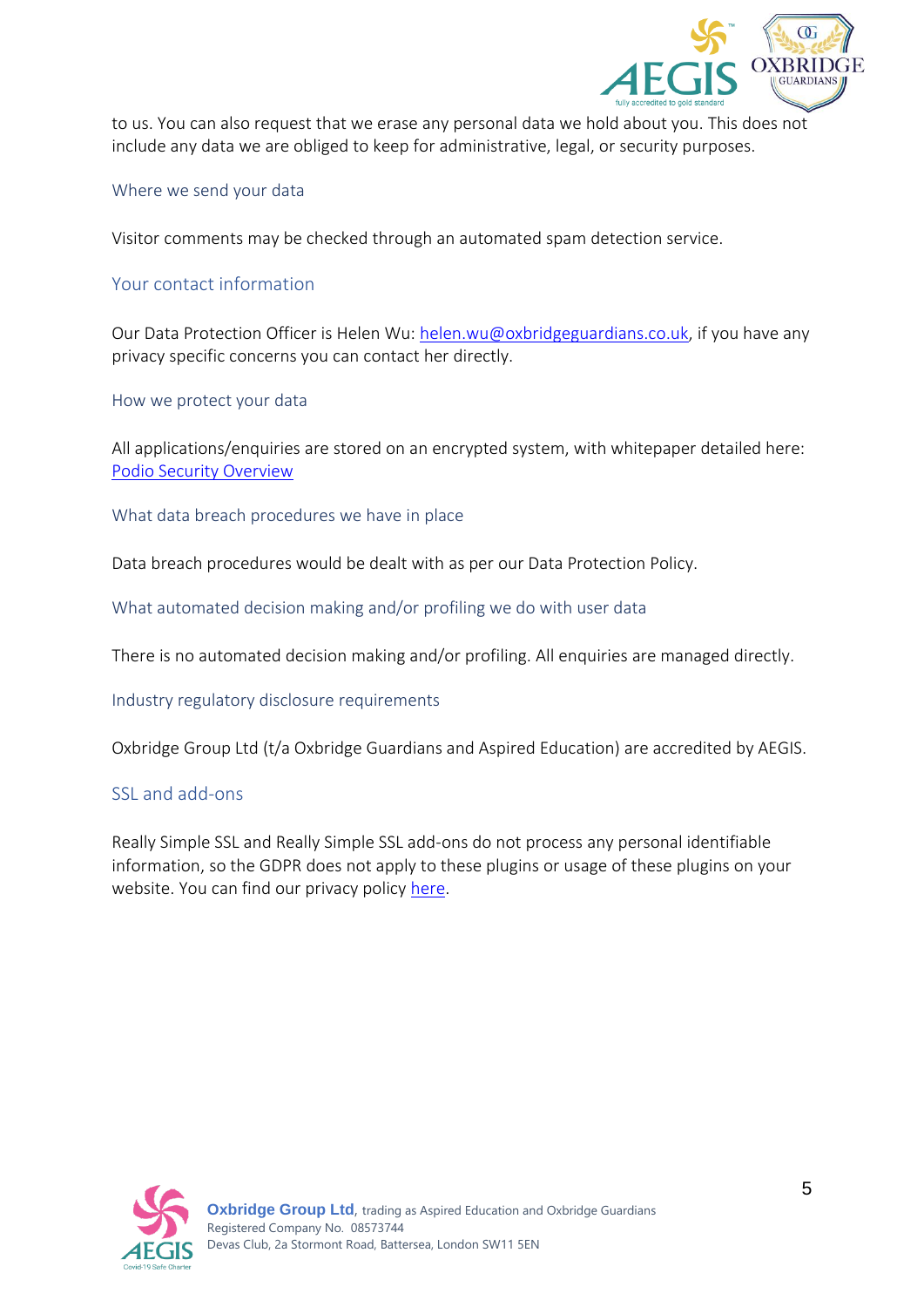to us. You can also request that we erase any personal data we hold about you. This does not include any data we are obliged to keep for administrative, legal, or security purposes.

### Where we send your data

Visitor comments may be checked through an automated spam detection service.

### Your contact information

Our Data Protection Officer is Helen Wu: helen.wu@oxbridgeguardians.co.uk, if you have any privacy specific concerns you can contact her directly.

### How we protect your data

All applications/enquiries are stored on an encrypted system, with whitepaper detailed here: Podio Security Overview

### What data breach procedures we have in place

Data breach procedures would be dealt with as per our Data Protection Policy.

### What automated decision making and/or profiling we do with user data

There is no automated decision making and/or profiling. All enquiries are managed directly.

### Industry regulatory disclosure requirements

Oxbridge Group Ltd (t/a Oxbridge Guardians and Aspired Education) are accredited by AEGIS.

### SSL and add-ons

Really Simple SSL and Really Simple SSL add-ons do not process any personal identifiable information, so the GDPR does not apply to these plugins or usage of these plugins on your website. You can find our privacy policy here.